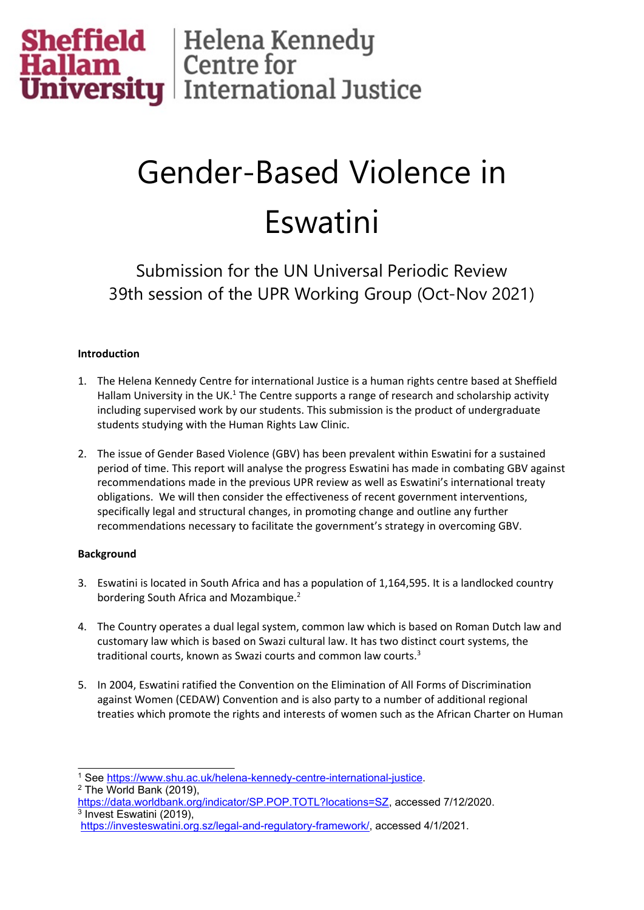Sheffield Hallam University | Helena Kennedy Centre for International Justice

# Gender-Based Violence in Eswatini

## Submission for the UN Universal Periodic Review 39th session of the UPR Working Group (Oct-Nov 2021)

**Introduction**

1. The Helena Kennedy Centre for international Justice is a human rights centre based at Sheffield Hallam University in the UK.[1] The Centre supports a range of research and scholarship activity including supervised work by our students. This submission is the product of undergraduate students studying with the Human Rights Law Clinic.

2. The issue of Gender Based Violence (GBV) has been prevalent within Eswatini for a sustained period of time. This report will analyse the progress Eswatini has made in combating GBV against recommendations made in the previous UPR review as well as Eswatini's international treaty obligations. We will then consider the effectiveness of recent government interventions, specifically legal and structural changes, in promoting change and outline any further recommendations necessary to facilitate the government's strategy in overcoming GBV.

**Background**

3. Eswatini is located in South Africa and has a population of 1,164,595. It is a landlocked country bordering South Africa and Mozambique.[2]

4. The Country operates a dual legal system, common law which is based on Roman Dutch law and customary law which is based on Swazi cultural law. It has two distinct court systems, the traditional courts, known as Swazi courts and common law courts.[3]

5. In 2004, Eswatini ratified the Convention on the Elimination of All Forms of Discrimination against Women (CEDAW) Convention and is also party to a number of additional regional treaties which promote the rights and interests of women such as the African Charter on Human

---

[1] See https://www.shu.ac.uk/helena-kennedy-centre-international-justice.

[2] The World Bank (2019), https://data.worldbank.org/indicator/SP.POP.TOTL?locations=SZ, accessed 7/12/2020.

[3] Invest Eswatini (2019), https://investeswatini.org.sz/legal-and-regulatory-framework/, accessed 4/1/2021.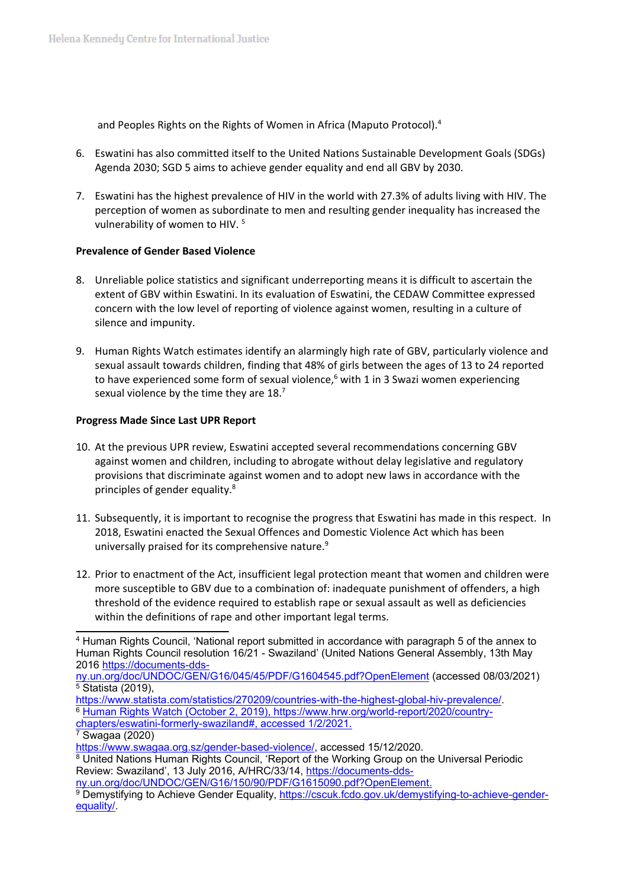and Peoples Rights on the Rights of Women in Africa (Maputo Protocol).[4]

6. Eswatini has also committed itself to the United Nations Sustainable Development Goals (SDGs) Agenda 2030; SGD 5 aims to achieve gender equality and end all GBV by 2030.

7. Eswatini has the highest prevalence of HIV in the world with 27.3% of adults living with HIV. The perception of women as subordinate to men and resulting gender inequality has increased the vulnerability of women to HIV. [5]

**Prevalence of Gender Based Violence**

8. Unreliable police statistics and significant underreporting means it is difficult to ascertain the extent of GBV within Eswatini. In its evaluation of Eswatini, the CEDAW Committee expressed concern with the low level of reporting of violence against women, resulting in a culture of silence and impunity.

9. Human Rights Watch estimates identify an alarmingly high rate of GBV, particularly violence and sexual assault towards children, finding that 48% of girls between the ages of 13 to 24 reported to have experienced some form of sexual violence,[6] with 1 in 3 Swazi women experiencing sexual violence by the time they are 18.[7]

**Progress Made Since Last UPR Report**

10. At the previous UPR review, Eswatini accepted several recommendations concerning GBV against women and children, including to abrogate without delay legislative and regulatory provisions that discriminate against women and to adopt new laws in accordance with the principles of gender equality.[8]

11. Subsequently, it is important to recognise the progress that Eswatini has made in this respect. In 2018, Eswatini enacted the Sexual Offences and Domestic Violence Act which has been universally praised for its comprehensive nature.[9]

12. Prior to enactment of the Act, insufficient legal protection meant that women and children were more susceptible to GBV due to a combination of: inadequate punishment of offenders, a high threshold of the evidence required to establish rape or sexual assault as well as deficiencies within the definitions of rape and other important legal terms.

---

[4] Human Rights Council, 'National report submitted in accordance with paragraph 5 of the annex to Human Rights Council resolution 16/21 - Swaziland' (United Nations General Assembly, 13th May 2016 https://documents-dds-ny.un.org/doc/UNDOC/GEN/G16/045/45/PDF/G1604545.pdf?OpenElement (accessed 08/03/2021)

[5] Statista (2019), https://www.statista.com/statistics/270209/countries-with-the-highest-global-hiv-prevalence/.

[6] Human Rights Watch (October 2, 2019), https://www.hrw.org/world-report/2020/country-chapters/eswatini-formerly-swaziland#, accessed 1/2/2021.

[7] Swagaa (2020) https://www.swagaa.org.sz/gender-based-violence/, accessed 15/12/2020.

[8] United Nations Human Rights Council, 'Report of the Working Group on the Universal Periodic Review: Swaziland', 13 July 2016, A/HRC/33/14, https://documents-dds-ny.un.org/doc/UNDOC/GEN/G16/150/90/PDF/G1615090.pdf?OpenElement.

[9] Demystifying to Achieve Gender Equality, https://cscuk.fcdo.gov.uk/demystifying-to-achieve-gender-equality/.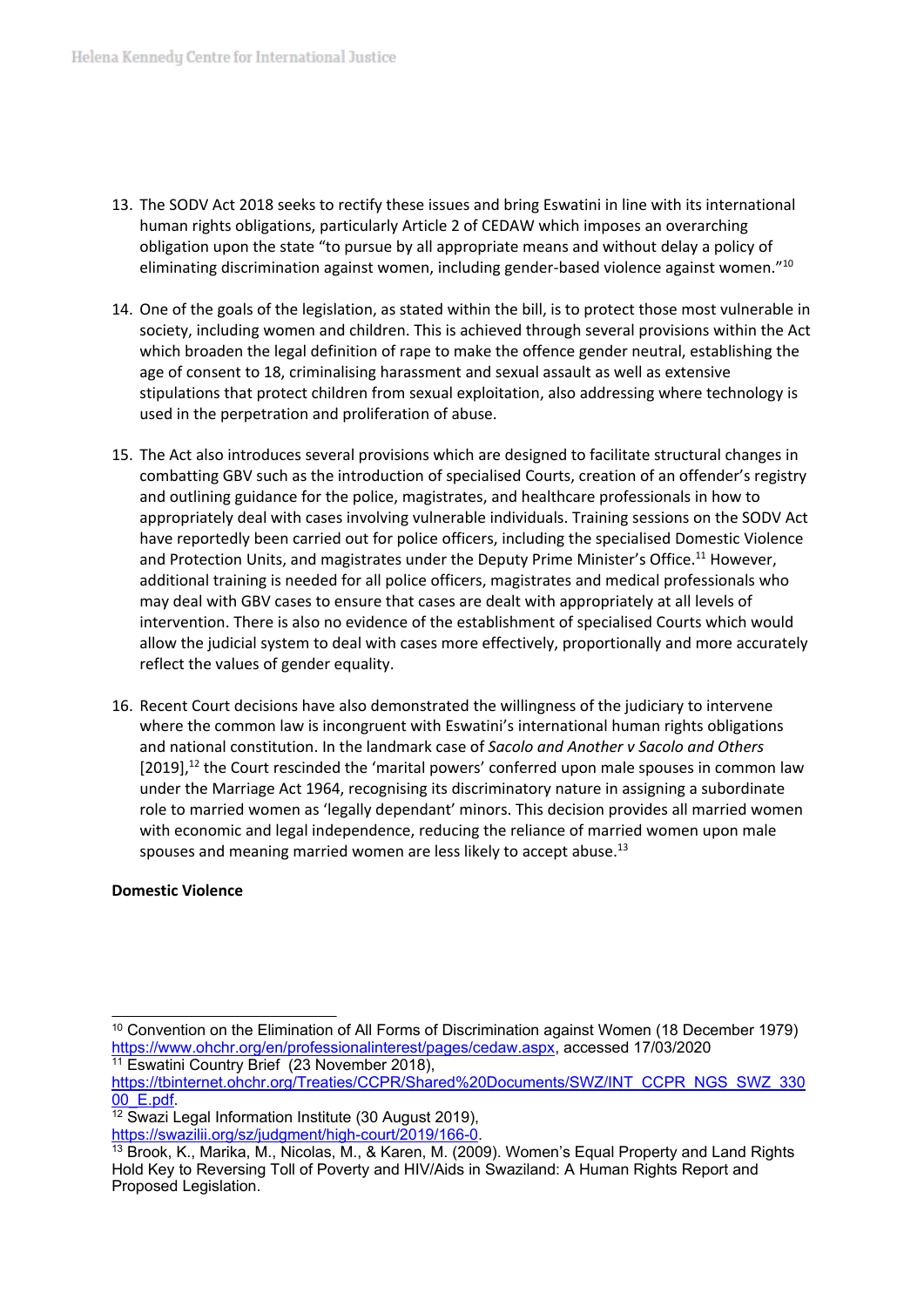13. The SODV Act 2018 seeks to rectify these issues and bring Eswatini in line with its international human rights obligations, particularly Article 2 of CEDAW which imposes an overarching obligation upon the state "to pursue by all appropriate means and without delay a policy of eliminating discrimination against women, including gender-based violence against women."[10]

14. One of the goals of the legislation, as stated within the bill, is to protect those most vulnerable in society, including women and children. This is achieved through several provisions within the Act which broaden the legal definition of rape to make the offence gender neutral, establishing the age of consent to 18, criminalising harassment and sexual assault as well as extensive stipulations that protect children from sexual exploitation, also addressing where technology is used in the perpetration and proliferation of abuse.

15. The Act also introduces several provisions which are designed to facilitate structural changes in combatting GBV such as the introduction of specialised Courts, creation of an offender's registry and outlining guidance for the police, magistrates, and healthcare professionals in how to appropriately deal with cases involving vulnerable individuals. Training sessions on the SODV Act have reportedly been carried out for police officers, including the specialised Domestic Violence and Protection Units, and magistrates under the Deputy Prime Minister's Office.[11] However, additional training is needed for all police officers, magistrates and medical professionals who may deal with GBV cases to ensure that cases are dealt with appropriately at all levels of intervention. There is also no evidence of the establishment of specialised Courts which would allow the judicial system to deal with cases more effectively, proportionally and more accurately reflect the values of gender equality.

16. Recent Court decisions have also demonstrated the willingness of the judiciary to intervene where the common law is incongruent with Eswatini's international human rights obligations and national constitution. In the landmark case of *Sacolo and Another v Sacolo and Others* [2019],[12] the Court rescinded the 'marital powers' conferred upon male spouses in common law under the Marriage Act 1964, recognising its discriminatory nature in assigning a subordinate role to married women as 'legally dependant' minors. This decision provides all married women with economic and legal independence, reducing the reliance of married women upon male spouses and meaning married women are less likely to accept abuse.[13]

**Domestic Violence**

---

[10] Convention on the Elimination of All Forms of Discrimination against Women (18 December 1979) https://www.ohchr.org/en/professionalinterest/pages/cedaw.aspx, accessed 17/03/2020

[11] Eswatini Country Brief (23 November 2018), https://tbinternet.ohchr.org/Treaties/CCPR/Shared%20Documents/SWZ/INT_CCPR_NGS_SWZ_33000_E.pdf.

[12] Swazi Legal Information Institute (30 August 2019), https://swazilii.org/sz/judgment/high-court/2019/166-0.

[13] Brook, K., Marika, M., Nicolas, M., & Karen, M. (2009). Women's Equal Property and Land Rights Hold Key to Reversing Toll of Poverty and HIV/Aids in Swaziland: A Human Rights Report and Proposed Legislation.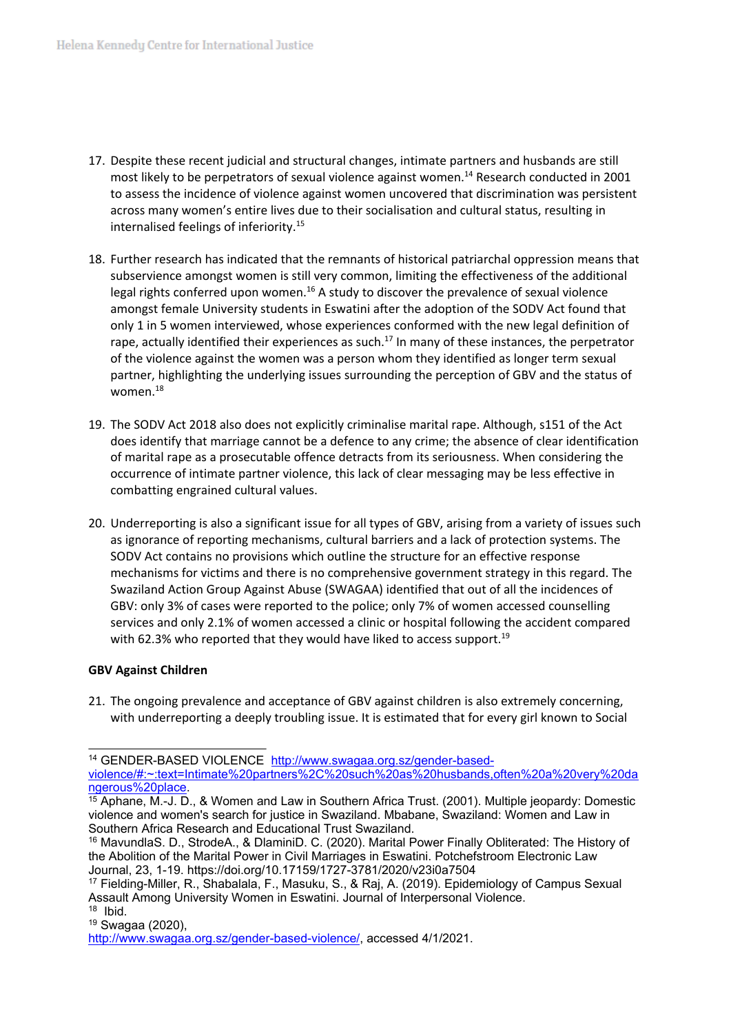17. Despite these recent judicial and structural changes, intimate partners and husbands are still most likely to be perpetrators of sexual violence against women.[14] Research conducted in 2001 to assess the incidence of violence against women uncovered that discrimination was persistent across many women's entire lives due to their socialisation and cultural status, resulting in internalised feelings of inferiority.[15]

18. Further research has indicated that the remnants of historical patriarchal oppression means that subservience amongst women is still very common, limiting the effectiveness of the additional legal rights conferred upon women.[16] A study to discover the prevalence of sexual violence amongst female University students in Eswatini after the adoption of the SODV Act found that only 1 in 5 women interviewed, whose experiences conformed with the new legal definition of rape, actually identified their experiences as such.[17] In many of these instances, the perpetrator of the violence against the women was a person whom they identified as longer term sexual partner, highlighting the underlying issues surrounding the perception of GBV and the status of women.[18]

19. The SODV Act 2018 also does not explicitly criminalise marital rape. Although, s151 of the Act does identify that marriage cannot be a defence to any crime; the absence of clear identification of marital rape as a prosecutable offence detracts from its seriousness. When considering the occurrence of intimate partner violence, this lack of clear messaging may be less effective in combatting engrained cultural values.

20. Underreporting is also a significant issue for all types of GBV, arising from a variety of issues such as ignorance of reporting mechanisms, cultural barriers and a lack of protection systems. The SODV Act contains no provisions which outline the structure for an effective response mechanisms for victims and there is no comprehensive government strategy in this regard. The Swaziland Action Group Against Abuse (SWAGAA) identified that out of all the incidences of GBV: only 3% of cases were reported to the police; only 7% of women accessed counselling services and only 2.1% of women accessed a clinic or hospital following the accident compared with 62.3% who reported that they would have liked to access support.[19]

**GBV Against Children**

21. The ongoing prevalence and acceptance of GBV against children is also extremely concerning, with underreporting a deeply troubling issue. It is estimated that for every girl known to Social

---

[14] GENDER-BASED VIOLENCE http://www.swagaa.org.sz/gender-based-violence/#:~:text=Intimate%20partners%2C%20such%20as%20husbands,often%20a%20very%20dangerous%20place.

[15] Aphane, M.-J. D., & Women and Law in Southern Africa Trust. (2001). Multiple jeopardy: Domestic violence and women's search for justice in Swaziland. Mbabane, Swaziland: Women and Law in Southern Africa Research and Educational Trust Swaziland.

[16] MavundlaS. D., StrodeA., & DlaminiD. C. (2020). Marital Power Finally Obliterated: The History of the Abolition of the Marital Power in Civil Marriages in Eswatini. Potchefstroom Electronic Law Journal, 23, 1-19. https://doi.org/10.17159/1727-3781/2020/v23i0a7504

[17] Fielding-Miller, R., Shabalala, F., Masuku, S., & Raj, A. (2019). Epidemiology of Campus Sexual Assault Among University Women in Eswatini. Journal of Interpersonal Violence.

[18] Ibid.

[19] Swagaa (2020), http://www.swagaa.org.sz/gender-based-violence/, accessed 4/1/2021.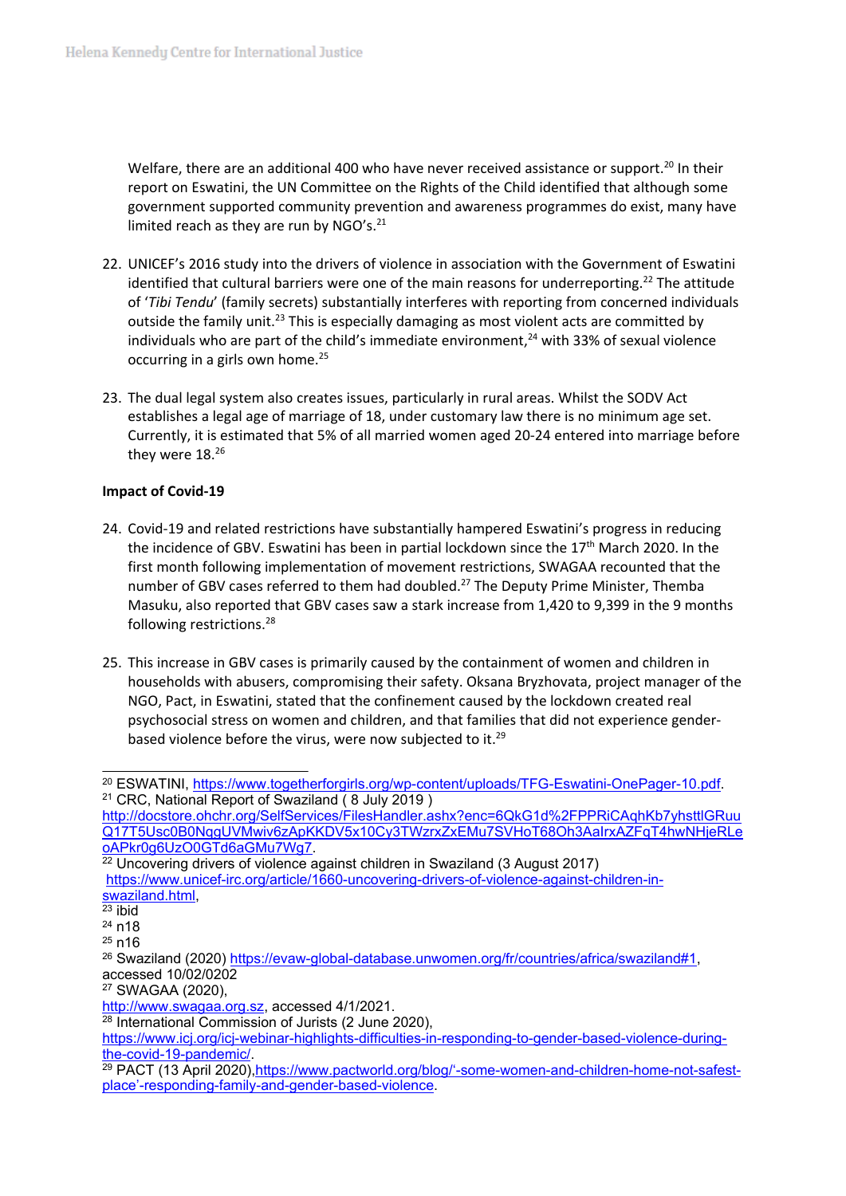Welfare, there are an additional 400 who have never received assistance or support.[20] In their report on Eswatini, the UN Committee on the Rights of the Child identified that although some government supported community prevention and awareness programmes do exist, many have limited reach as they are run by NGO's.[21]

22. UNICEF's 2016 study into the drivers of violence in association with the Government of Eswatini identified that cultural barriers were one of the main reasons for underreporting.[22] The attitude of '*Tibi Tendu*' (family secrets) substantially interferes with reporting from concerned individuals outside the family unit.[23] This is especially damaging as most violent acts are committed by individuals who are part of the child's immediate environment,[24] with 33% of sexual violence occurring in a girls own home.[25]

23. The dual legal system also creates issues, particularly in rural areas. Whilst the SODV Act establishes a legal age of marriage of 18, under customary law there is no minimum age set. Currently, it is estimated that 5% of all married women aged 20-24 entered into marriage before they were 18.[26]

**Impact of Covid-19**

24. Covid-19 and related restrictions have substantially hampered Eswatini's progress in reducing the incidence of GBV. Eswatini has been in partial lockdown since the 17th March 2020. In the first month following implementation of movement restrictions, SWAGAA recounted that the number of GBV cases referred to them had doubled.[27] The Deputy Prime Minister, Themba Masuku, also reported that GBV cases saw a stark increase from 1,420 to 9,399 in the 9 months following restrictions.[28]

25. This increase in GBV cases is primarily caused by the containment of women and children in households with abusers, compromising their safety. Oksana Bryzhovata, project manager of the NGO, Pact, in Eswatini, stated that the confinement caused by the lockdown created real psychosocial stress on women and children, and that families that did not experience gender-based violence before the virus, were now subjected to it.[29]

---

[20] ESWATINI, https://www.togetherforgirls.org/wp-content/uploads/TFG-Eswatini-OnePager-10.pdf.

[21] CRC, National Report of Swaziland ( 8 July 2019 ) http://docstore.ohchr.org/SelfServices/FilesHandler.ashx?enc=6QkG1d%2FPPRiCAqhKb7yhsttlGRuuQ17T5Usc0B0NqgUVMwiv6zApKKDV5x10Cy3TWzrxZxEMu7SVHoT68Oh3AalrxAZFqT4hwNHjeRLeoAPkr0g6UzO0GTd6aGMu7Wg7.

[22] Uncovering drivers of violence against children in Swaziland (3 August 2017) https://www.unicef-irc.org/article/1660-uncovering-drivers-of-violence-against-children-in-swaziland.html,

[23] ibid

[24] n18

[25] n16

[26] Swaziland (2020) https://evaw-global-database.unwomen.org/fr/countries/africa/swaziland#1, accessed 10/02/0202

[27] SWAGAA (2020), http://www.swagaa.org.sz, accessed 4/1/2021.

[28] International Commission of Jurists (2 June 2020), https://www.icj.org/icj-webinar-highlights-difficulties-in-responding-to-gender-based-violence-during-the-covid-19-pandemic/.

[29] PACT (13 April 2020),https://www.pactworld.org/blog/'-some-women-and-children-home-not-safest-place'-responding-family-and-gender-based-violence.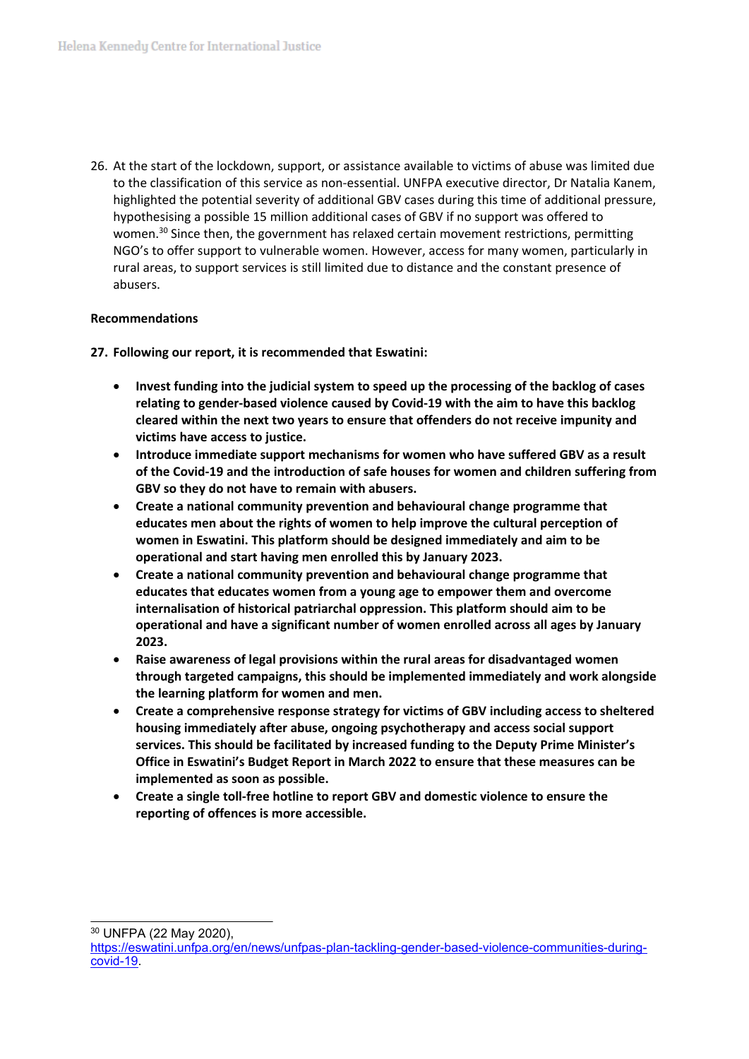26. At the start of the lockdown, support, or assistance available to victims of abuse was limited due to the classification of this service as non-essential. UNFPA executive director, Dr Natalia Kanem, highlighted the potential severity of additional GBV cases during this time of additional pressure, hypothesising a possible 15 million additional cases of GBV if no support was offered to women.[30] Since then, the government has relaxed certain movement restrictions, permitting NGO's to offer support to vulnerable women. However, access for many women, particularly in rural areas, to support services is still limited due to distance and the constant presence of abusers.

**Recommendations**

**27. Following our report, it is recommended that Eswatini:**

- **Invest funding into the judicial system to speed up the processing of the backlog of cases relating to gender-based violence caused by Covid-19 with the aim to have this backlog cleared within the next two years to ensure that offenders do not receive impunity and victims have access to justice.**
- **Introduce immediate support mechanisms for women who have suffered GBV as a result of the Covid-19 and the introduction of safe houses for women and children suffering from GBV so they do not have to remain with abusers.**
- **Create a national community prevention and behavioural change programme that educates men about the rights of women to help improve the cultural perception of women in Eswatini. This platform should be designed immediately and aim to be operational and start having men enrolled this by January 2023.**
- **Create a national community prevention and behavioural change programme that educates that educates women from a young age to empower them and overcome internalisation of historical patriarchal oppression. This platform should aim to be operational and have a significant number of women enrolled across all ages by January 2023.**
- **Raise awareness of legal provisions within the rural areas for disadvantaged women through targeted campaigns, this should be implemented immediately and work alongside the learning platform for women and men.**
- **Create a comprehensive response strategy for victims of GBV including access to sheltered housing immediately after abuse, ongoing psychotherapy and access social support services. This should be facilitated by increased funding to the Deputy Prime Minister's Office in Eswatini's Budget Report in March 2022 to ensure that these measures can be implemented as soon as possible.**
- **Create a single toll-free hotline to report GBV and domestic violence to ensure the reporting of offences is more accessible.**

---

[30] UNFPA (22 May 2020), https://eswatini.unfpa.org/en/news/unfpas-plan-tackling-gender-based-violence-communities-during-covid-19.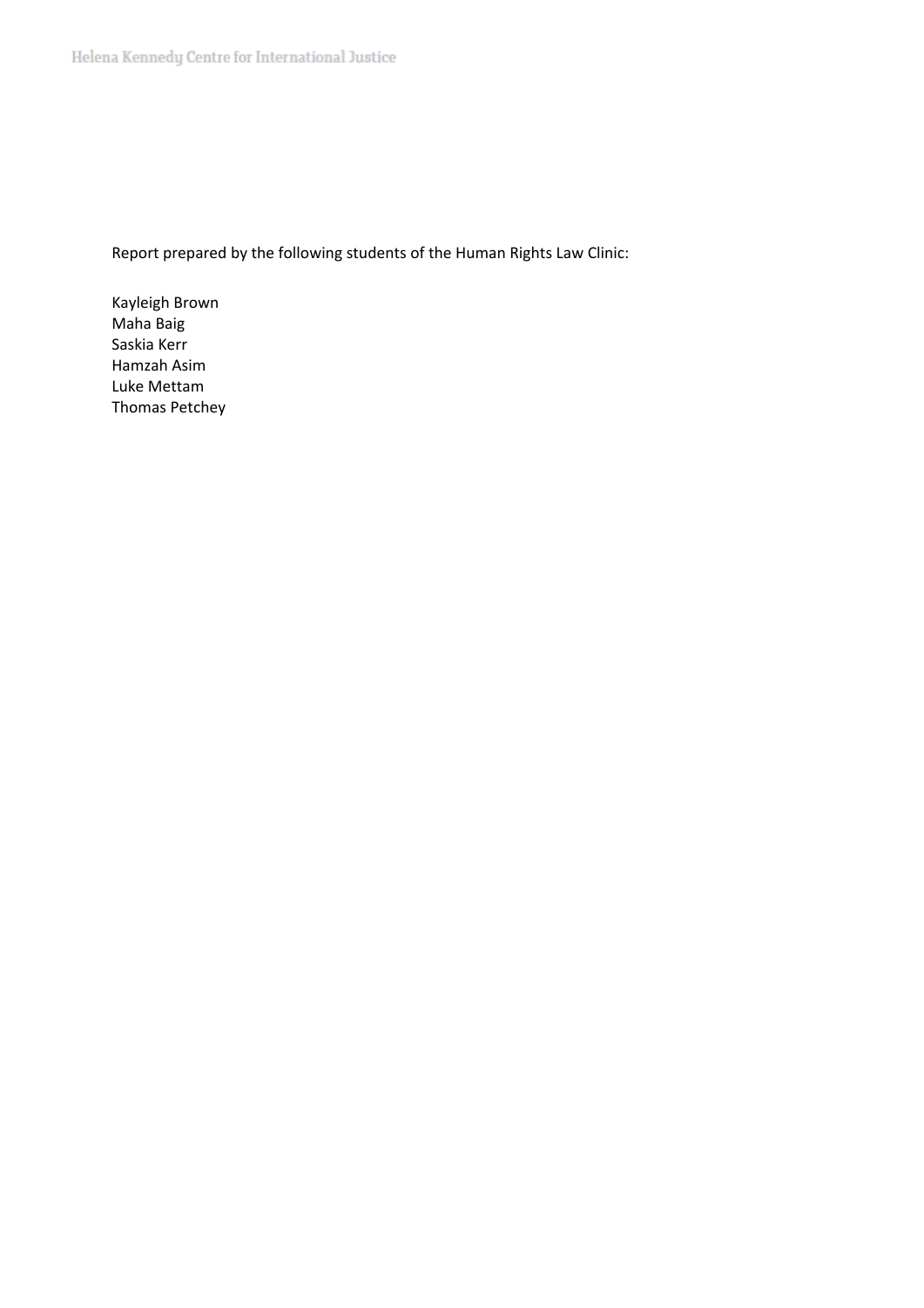Report prepared by the following students of the Human Rights Law Clinic:

Kayleigh Brown
Maha Baig
Saskia Kerr
Hamzah Asim
Luke Mettam
Thomas Petchey